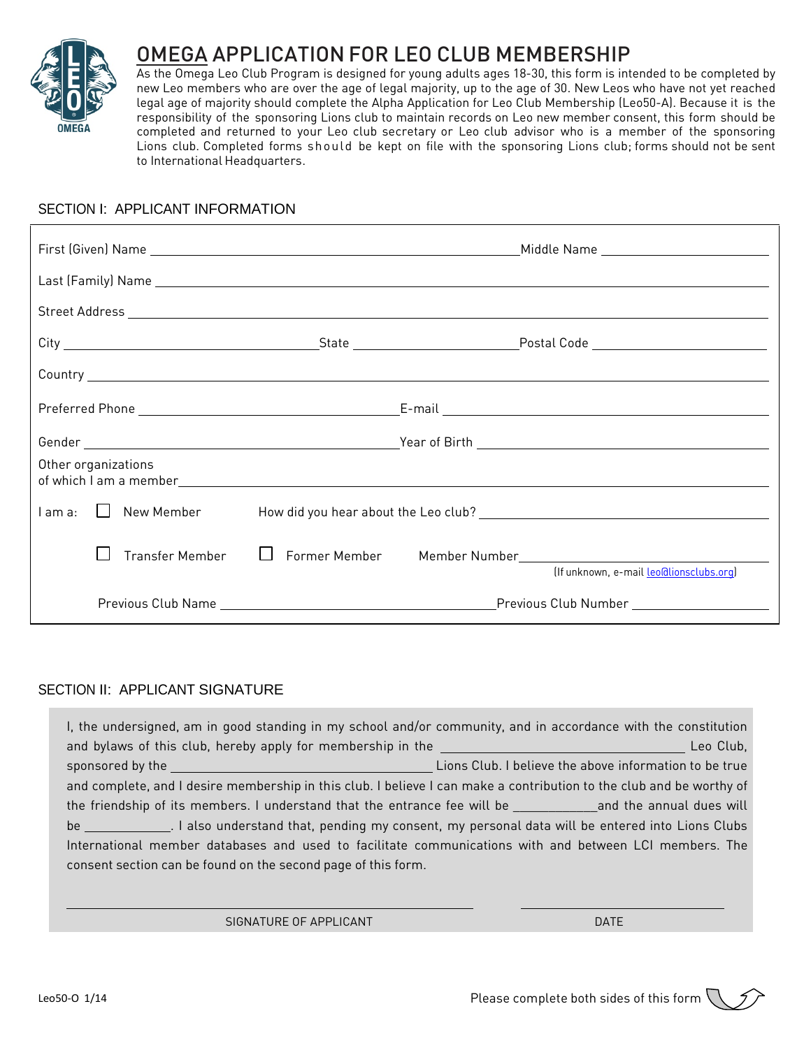# OMEGA APPLICATION FOR LEO CLUB MEMBERSHIP

As the Omega Leo Club Program is designed for young adults ages 18-30, this form is intended to be completed by new Leo members who are over the age of legal majority, up to the age of 30. New Leos who have not yet reached legal age of majority should complete the Alpha Application for Leo Club Membership (Leo50-A). Because it is the responsibility of the sponsoring Lions club to maintain records on Leo new member consent, this form should be completed and returned to your Leo club secretary or Leo club advisor who is a member of the sponsoring Lions club. Completed forms should be kept on file with the sponsoring Lions club; forms should not be sent to International Headquarters.

## SECTION I: APPLICANT INFORMATION

First (Given) Name ______________________ Middle Name ______________________

Last (Family) Name ______________________

Street Address ______________________

City ______________ State ______________ Postal Code ______________

Country ______________________

Preferred Phone ______________________ E-mail ______________________

Gender ______________________ Year of Birth ______________________

Other organizations of which I am a member ______________________

I am a: ☐ New Member How did you hear about the Leo club? ______________________

☐ Transfer Member ☐ Former Member Member Number ______________________
(If unknown, e-mail leo@lionsclubs.org)

Previous Club Name ______________________ Previous Club Number ______________

## SECTION II: APPLICANT SIGNATURE

I, the undersigned, am in good standing in my school and/or community, and in accordance with the constitution and bylaws of this club, hereby apply for membership in the ______________________ Leo Club, sponsored by the ______________________ Lions Club. I believe the above information to be true and complete, and I desire membership in this club. I believe I can make a contribution to the club and be worthy of the friendship of its members. I understand that the entrance fee will be __________ and the annual dues will be __________. I also understand that, pending my consent, my personal data will be entered into Lions Clubs International member databases and used to facilitate communications with and between LCI members. The consent section can be found on the second page of this form.

______________________ SIGNATURE OF APPLICANT

______________ DATE

Leo50-O 1/14

Please complete both sides of this form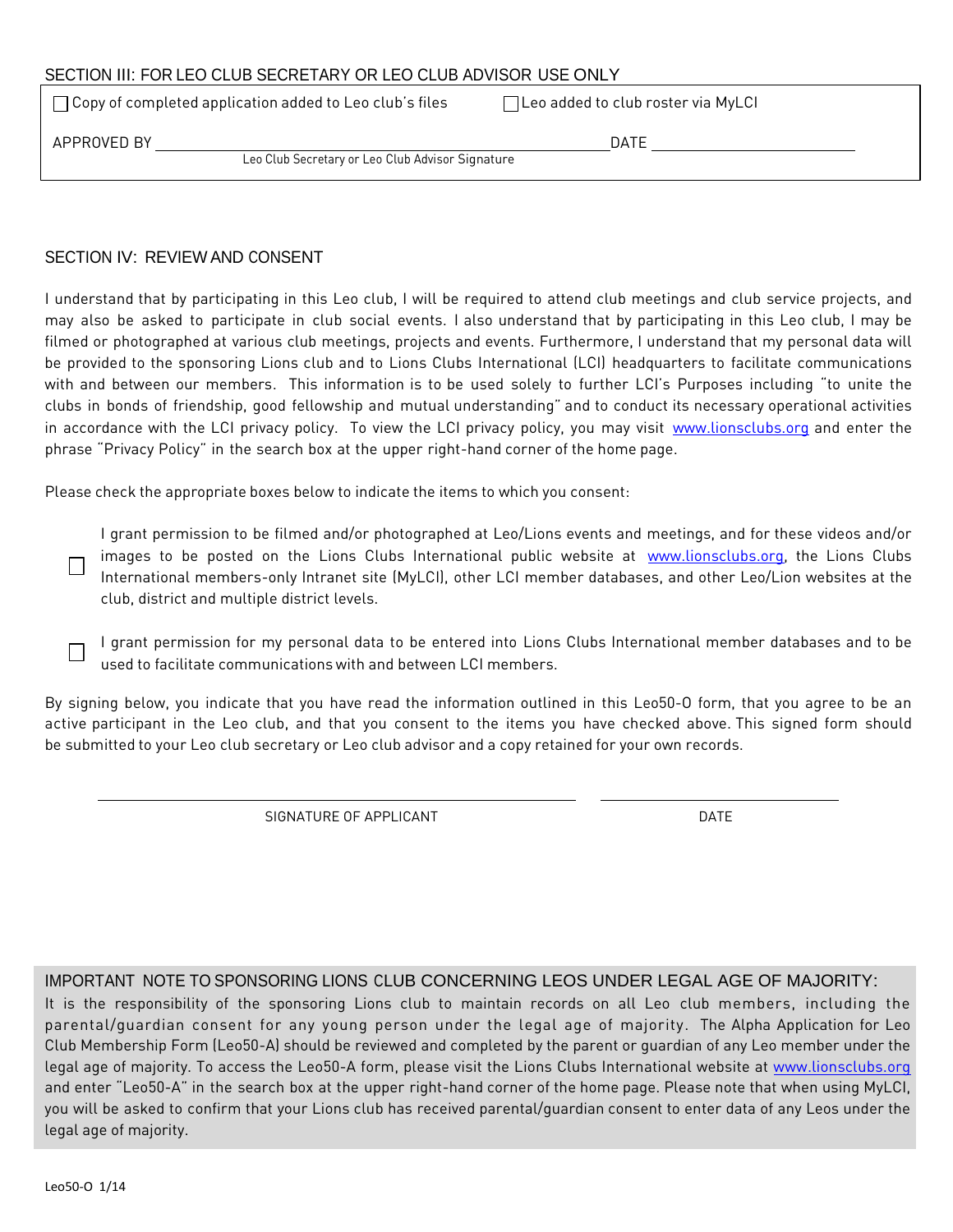## SECTION III: FOR LEO CLUB SECRETARY OR LEO CLUB ADVISOR USE ONLY

☐ Copy of completed application added to Leo club's files ☐ Leo added to club roster via MyLCI

APPROVED BY \_\_\_\_\_\_\_\_\_\_\_\_\_\_\_\_\_\_\_\_\_\_\_\_\_\_\_\_\_\_\_\_\_\_\_\_\_\_\_\_ DATE \_\_\_\_\_\_\_\_\_\_\_\_\_\_\_\_\_\_

Leo Club Secretary or Leo Club Advisor Signature

## SECTION IV: REVIEW AND CONSENT

I understand that by participating in this Leo club, I will be required to attend club meetings and club service projects, and may also be asked to participate in club social events. I also understand that by participating in this Leo club, I may be filmed or photographed at various club meetings, projects and events. Furthermore, I understand that my personal data will be provided to the sponsoring Lions club and to Lions Clubs International (LCI) headquarters to facilitate communications with and between our members. This information is to be used solely to further LCI's Purposes including "to unite the clubs in bonds of friendship, good fellowship and mutual understanding" and to conduct its necessary operational activities in accordance with the LCI privacy policy. To view the LCI privacy policy, you may visit www.lionsclubs.org and enter the phrase "Privacy Policy" in the search box at the upper right-hand corner of the home page.

Please check the appropriate boxes below to indicate the items to which you consent:

☐ I grant permission to be filmed and/or photographed at Leo/Lions events and meetings, and for these videos and/or images to be posted on the Lions Clubs International public website at www.lionsclubs.org, the Lions Clubs International members-only Intranet site (MyLCI), other LCI member databases, and other Leo/Lion websites at the club, district and multiple district levels.

☐ I grant permission for my personal data to be entered into Lions Clubs International member databases and to be used to facilitate communications with and between LCI members.

By signing below, you indicate that you have read the information outlined in this Leo50-O form, that you agree to be an active participant in the Leo club, and that you consent to the items you have checked above. This signed form should be submitted to your Leo club secretary or Leo club advisor and a copy retained for your own records.

\_\_\_\_\_\_\_\_\_\_\_\_\_\_\_\_\_\_\_\_\_\_\_\_\_\_\_\_\_\_\_\_\_\_\_\_\_\_\_\_ \_\_\_\_\_\_\_\_\_\_\_\_\_\_\_\_\_\_\_\_

SIGNATURE OF APPLICANT DATE

### IMPORTANT NOTE TO SPONSORING LIONS CLUB CONCERNING LEOS UNDER LEGAL AGE OF MAJORITY:

It is the responsibility of the sponsoring Lions club to maintain records on all Leo club members, including the parental/guardian consent for any young person under the legal age of majority. The Alpha Application for Leo Club Membership Form (Leo50-A) should be reviewed and completed by the parent or guardian of any Leo member under the legal age of majority. To access the Leo50-A form, please visit the Lions Clubs International website at www.lionsclubs.org and enter "Leo50-A" in the search box at the upper right-hand corner of the home page. Please note that when using MyLCI, you will be asked to confirm that your Lions club has received parental/guardian consent to enter data of any Leos under the legal age of majority.

Leo50-O 1/14